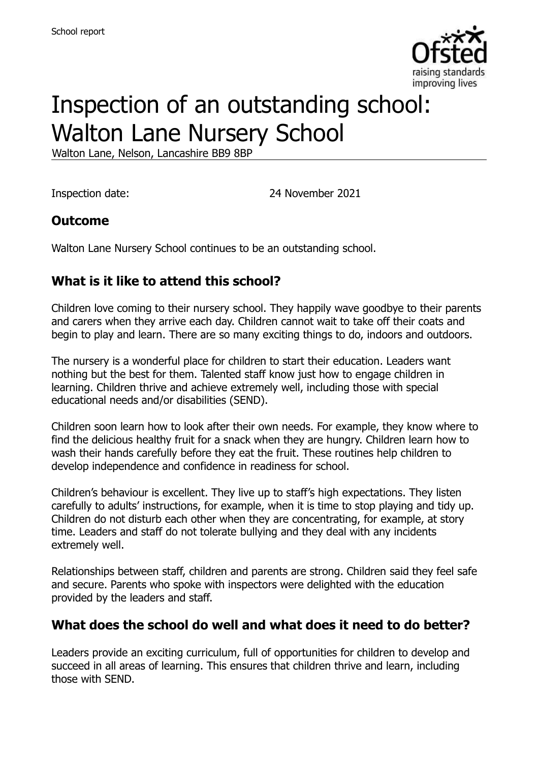# Inspection of an outstanding school: Walton Lane Nursery School

Walton Lane, Nelson, Lancashire BB9 8BP

Inspection date: 24 November 2021

## Outcome

Walton Lane Nursery School continues to be an outstanding school.

## What is it like to attend this school?

Children love coming to their nursery school. They happily wave goodbye to their parents and carers when they arrive each day. Children cannot wait to take off their coats and begin to play and learn. There are so many exciting things to do, indoors and outdoors.

The nursery is a wonderful place for children to start their education. Leaders want nothing but the best for them. Talented staff know just how to engage children in learning. Children thrive and achieve extremely well, including those with special educational needs and/or disabilities (SEND).

Children soon learn how to look after their own needs. For example, they know where to find the delicious healthy fruit for a snack when they are hungry. Children learn how to wash their hands carefully before they eat the fruit. These routines help children to develop independence and confidence in readiness for school.

Children's behaviour is excellent. They live up to staff's high expectations. They listen carefully to adults' instructions, for example, when it is time to stop playing and tidy up. Children do not disturb each other when they are concentrating, for example, at story time. Leaders and staff do not tolerate bullying and they deal with any incidents extremely well.

Relationships between staff, children and parents are strong. Children said they feel safe and secure. Parents who spoke with inspectors were delighted with the education provided by the leaders and staff.

## What does the school do well and what does it need to do better?

Leaders provide an exciting curriculum, full of opportunities for children to develop and succeed in all areas of learning. This ensures that children thrive and learn, including those with SEND.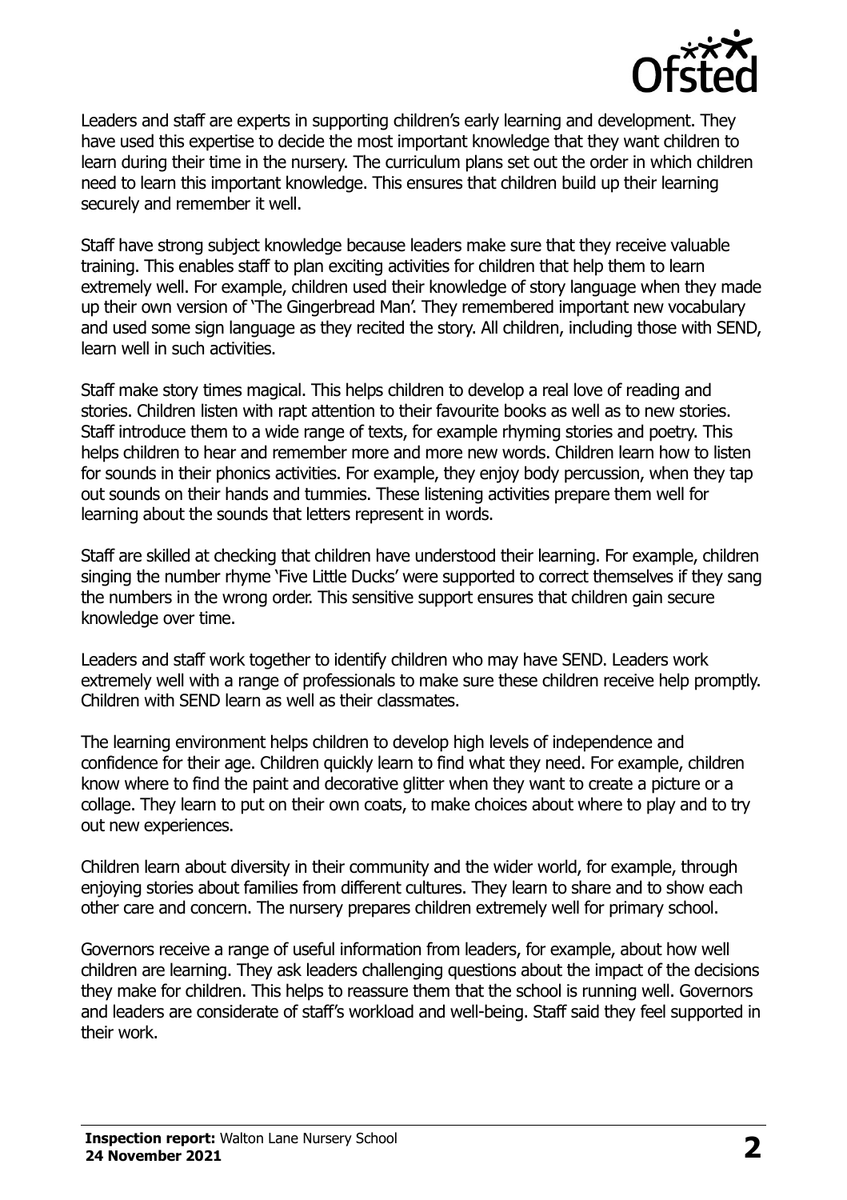Leaders and staff are experts in supporting children's early learning and development. They have used this expertise to decide the most important knowledge that they want children to learn during their time in the nursery. The curriculum plans set out the order in which children need to learn this important knowledge. This ensures that children build up their learning securely and remember it well.

Staff have strong subject knowledge because leaders make sure that they receive valuable training. This enables staff to plan exciting activities for children that help them to learn extremely well. For example, children used their knowledge of story language when they made up their own version of 'The Gingerbread Man'. They remembered important new vocabulary and used some sign language as they recited the story. All children, including those with SEND, learn well in such activities.

Staff make story times magical. This helps children to develop a real love of reading and stories. Children listen with rapt attention to their favourite books as well as to new stories. Staff introduce them to a wide range of texts, for example rhyming stories and poetry. This helps children to hear and remember more and more new words. Children learn how to listen for sounds in their phonics activities. For example, they enjoy body percussion, when they tap out sounds on their hands and tummies. These listening activities prepare them well for learning about the sounds that letters represent in words.

Staff are skilled at checking that children have understood their learning. For example, children singing the number rhyme 'Five Little Ducks' were supported to correct themselves if they sang the numbers in the wrong order. This sensitive support ensures that children gain secure knowledge over time.

Leaders and staff work together to identify children who may have SEND. Leaders work extremely well with a range of professionals to make sure these children receive help promptly. Children with SEND learn as well as their classmates.

The learning environment helps children to develop high levels of independence and confidence for their age. Children quickly learn to find what they need. For example, children know where to find the paint and decorative glitter when they want to create a picture or a collage. They learn to put on their own coats, to make choices about where to play and to try out new experiences.

Children learn about diversity in their community and the wider world, for example, through enjoying stories about families from different cultures. They learn to share and to show each other care and concern. The nursery prepares children extremely well for primary school.

Governors receive a range of useful information from leaders, for example, about how well children are learning. They ask leaders challenging questions about the impact of the decisions they make for children. This helps to reassure them that the school is running well. Governors and leaders are considerate of staff's workload and well-being. Staff said they feel supported in their work.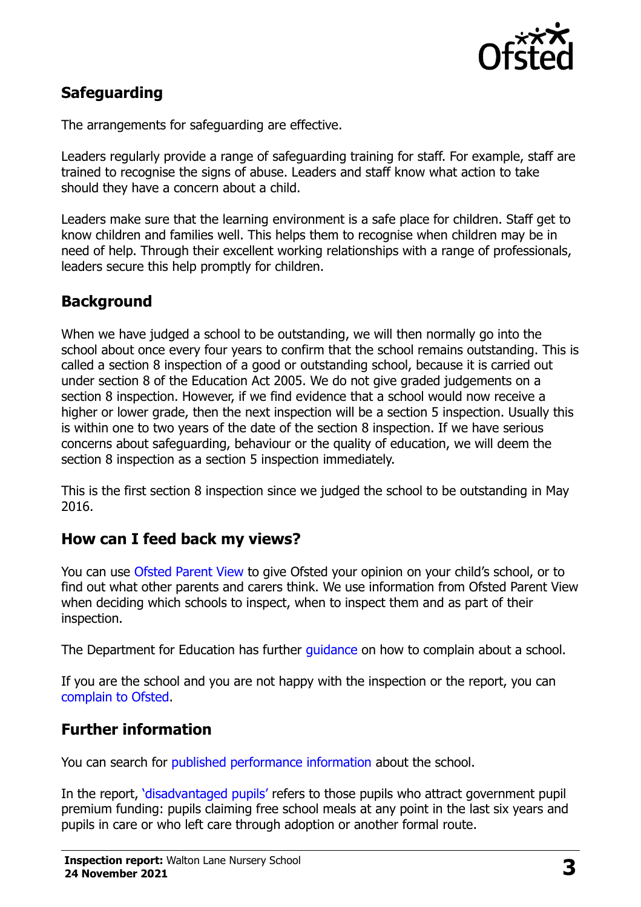## Safeguarding

The arrangements for safeguarding are effective.

Leaders regularly provide a range of safeguarding training for staff. For example, staff are trained to recognise the signs of abuse. Leaders and staff know what action to take should they have a concern about a child.

Leaders make sure that the learning environment is a safe place for children. Staff get to know children and families well. This helps them to recognise when children may be in need of help. Through their excellent working relationships with a range of professionals, leaders secure this help promptly for children.

## Background

When we have judged a school to be outstanding, we will then normally go into the school about once every four years to confirm that the school remains outstanding. This is called a section 8 inspection of a good or outstanding school, because it is carried out under section 8 of the Education Act 2005. We do not give graded judgements on a section 8 inspection. However, if we find evidence that a school would now receive a higher or lower grade, then the next inspection will be a section 5 inspection. Usually this is within one to two years of the date of the section 8 inspection. If we have serious concerns about safeguarding, behaviour or the quality of education, we will deem the section 8 inspection as a section 5 inspection immediately.

This is the first section 8 inspection since we judged the school to be outstanding in May 2016.

## How can I feed back my views?

You can use Ofsted Parent View to give Ofsted your opinion on your child's school, or to find out what other parents and carers think. We use information from Ofsted Parent View when deciding which schools to inspect, when to inspect them and as part of their inspection.

The Department for Education has further guidance on how to complain about a school.

If you are the school and you are not happy with the inspection or the report, you can complain to Ofsted.

## Further information

You can search for published performance information about the school.

In the report, 'disadvantaged pupils' refers to those pupils who attract government pupil premium funding: pupils claiming free school meals at any point in the last six years and pupils in care or who left care through adoption or another formal route.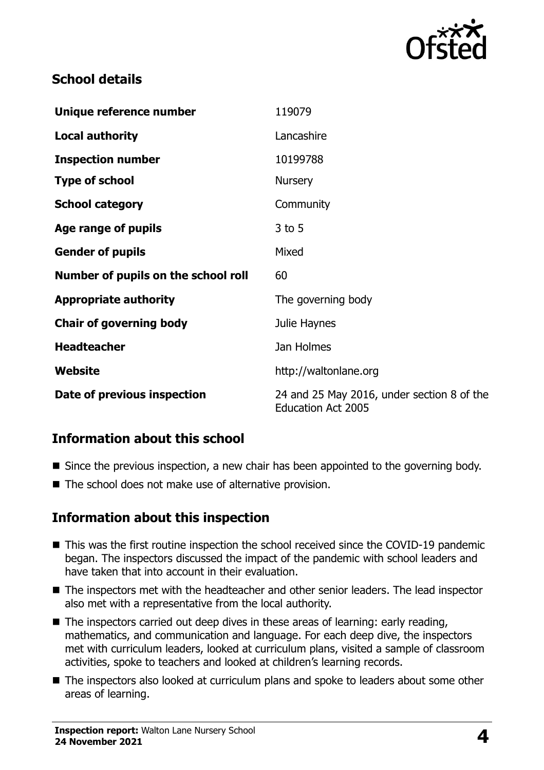## School details

| | |
|---|---|
| **Unique reference number** | 119079 |
| **Local authority** | Lancashire |
| **Inspection number** | 10199788 |
| **Type of school** | Nursery |
| **School category** | Community |
| **Age range of pupils** | 3 to 5 |
| **Gender of pupils** | Mixed |
| **Number of pupils on the school roll** | 60 |
| **Appropriate authority** | The governing body |
| **Chair of governing body** | Julie Haynes |
| **Headteacher** | Jan Holmes |
| **Website** | http://waltonlane.org |
| **Date of previous inspection** | 24 and 25 May 2016, under section 8 of the Education Act 2005 |

## Information about this school

- Since the previous inspection, a new chair has been appointed to the governing body.
- The school does not make use of alternative provision.

## Information about this inspection

- This was the first routine inspection the school received since the COVID-19 pandemic began. The inspectors discussed the impact of the pandemic with school leaders and have taken that into account in their evaluation.
- The inspectors met with the headteacher and other senior leaders. The lead inspector also met with a representative from the local authority.
- The inspectors carried out deep dives in these areas of learning: early reading, mathematics, and communication and language. For each deep dive, the inspectors met with curriculum leaders, looked at curriculum plans, visited a sample of classroom activities, spoke to teachers and looked at children's learning records.
- The inspectors also looked at curriculum plans and spoke to leaders about some other areas of learning.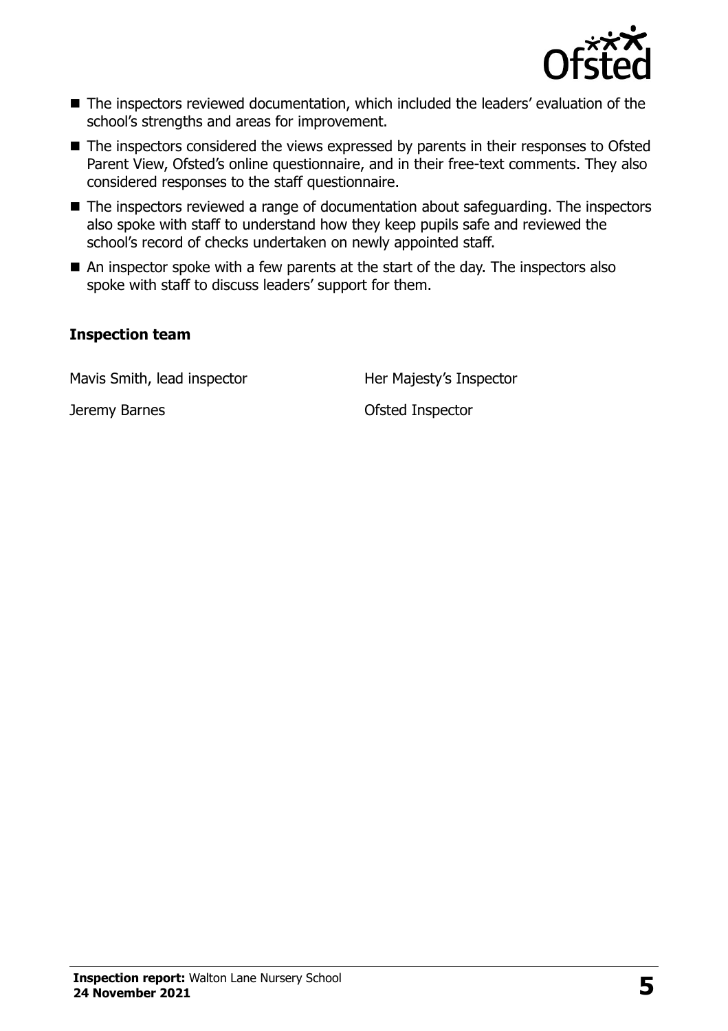- The inspectors reviewed documentation, which included the leaders' evaluation of the school's strengths and areas for improvement.
- The inspectors considered the views expressed by parents in their responses to Ofsted Parent View, Ofsted's online questionnaire, and in their free-text comments. They also considered responses to the staff questionnaire.
- The inspectors reviewed a range of documentation about safeguarding. The inspectors also spoke with staff to understand how they keep pupils safe and reviewed the school's record of checks undertaken on newly appointed staff.
- An inspector spoke with a few parents at the start of the day. The inspectors also spoke with staff to discuss leaders' support for them.

### Inspection team

| | |
|---|---|
| Mavis Smith, lead inspector | Her Majesty's Inspector |
| Jeremy Barnes | Ofsted Inspector |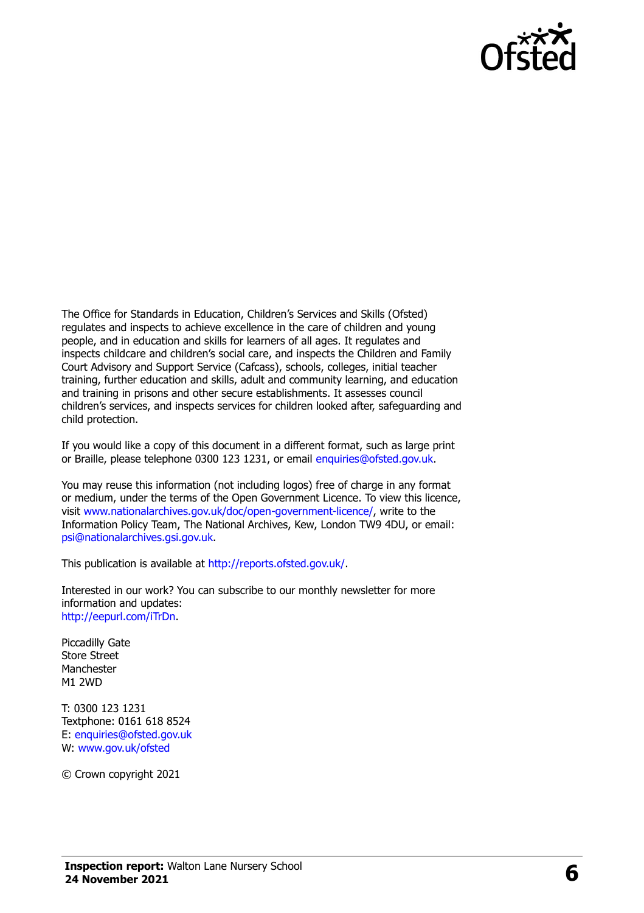The Office for Standards in Education, Children's Services and Skills (Ofsted) regulates and inspects to achieve excellence in the care of children and young people, and in education and skills for learners of all ages. It regulates and inspects childcare and children's social care, and inspects the Children and Family Court Advisory and Support Service (Cafcass), schools, colleges, initial teacher training, further education and skills, adult and community learning, and education and training in prisons and other secure establishments. It assesses council children's services, and inspects services for children looked after, safeguarding and child protection.

If you would like a copy of this document in a different format, such as large print or Braille, please telephone 0300 123 1231, or email enquiries@ofsted.gov.uk.

You may reuse this information (not including logos) free of charge in any format or medium, under the terms of the Open Government Licence. To view this licence, visit www.nationalarchives.gov.uk/doc/open-government-licence/, write to the Information Policy Team, The National Archives, Kew, London TW9 4DU, or email: psi@nationalarchives.gsi.gov.uk.

This publication is available at http://reports.ofsted.gov.uk/.

Interested in our work? You can subscribe to our monthly newsletter for more information and updates:
http://eepurl.com/iTrDn.

Piccadilly Gate
Store Street
Manchester
M1 2WD

T: 0300 123 1231
Textphone: 0161 618 8524
E: enquiries@ofsted.gov.uk
W: www.gov.uk/ofsted

© Crown copyright 2021